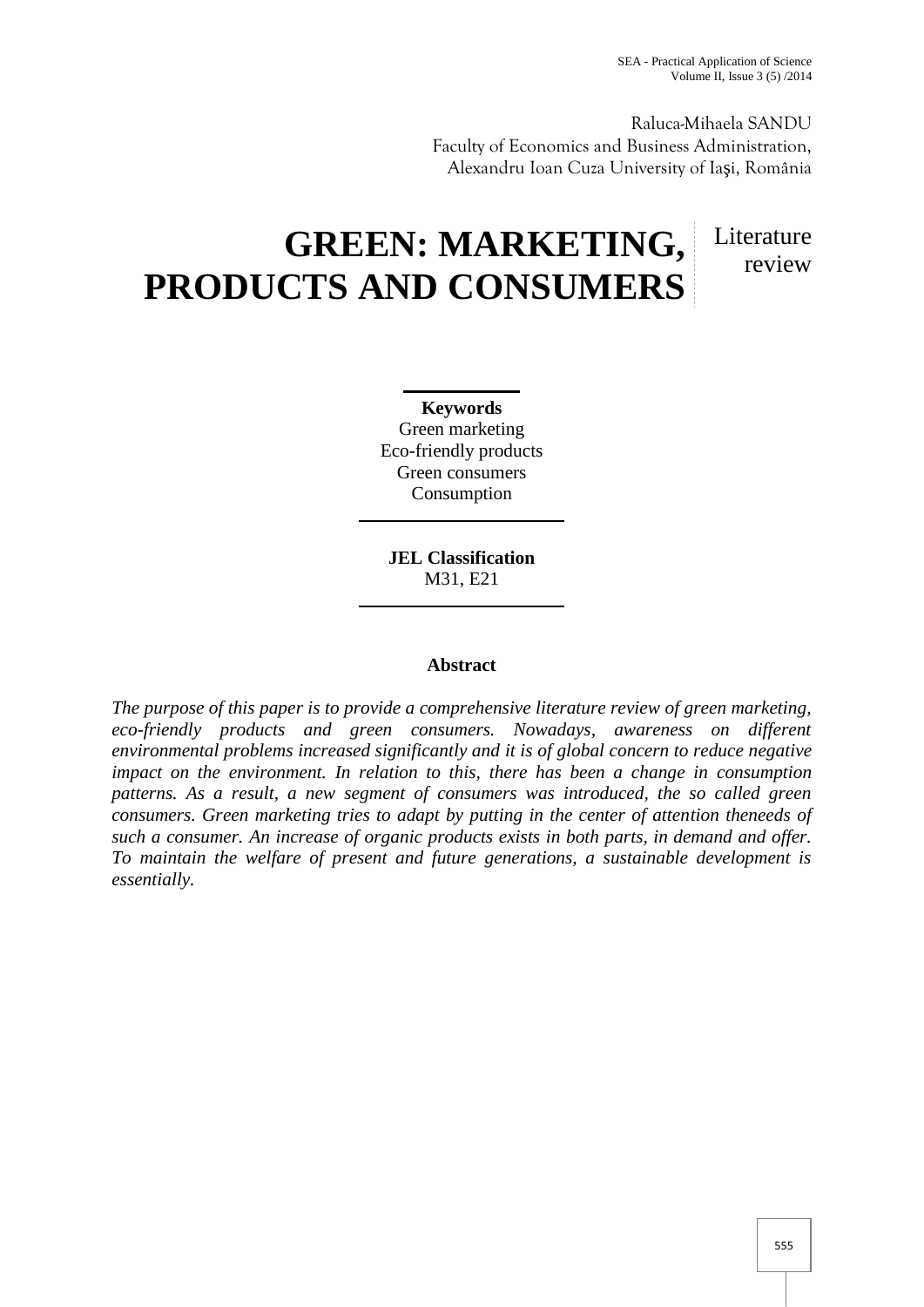Raluca-Mihaela SANDU
Faculty of Economics and Business Administration,
Alexandru Ioan Cuza University of Iaşi, România

# GREEN: MARKETING, PRODUCTS AND CONSUMERS

Literature review

**Keywords**
Green marketing
Eco-friendly products
Green consumers
Consumption

**JEL Classification**
M31, E21

### Abstract

*The purpose of this paper is to provide a comprehensive literature review of green marketing, eco-friendly products and green consumers. Nowadays, awareness on different environmental problems increased significantly and it is of global concern to reduce negative impact on the environment. In relation to this, there has been a change in consumption patterns. As a result, a new segment of consumers was introduced, the so called green consumers. Green marketing tries to adapt by putting in the center of attention theneeds of such a consumer. An increase of organic products exists in both parts, in demand and offer. To maintain the welfare of present and future generations, a sustainable development is essentially.*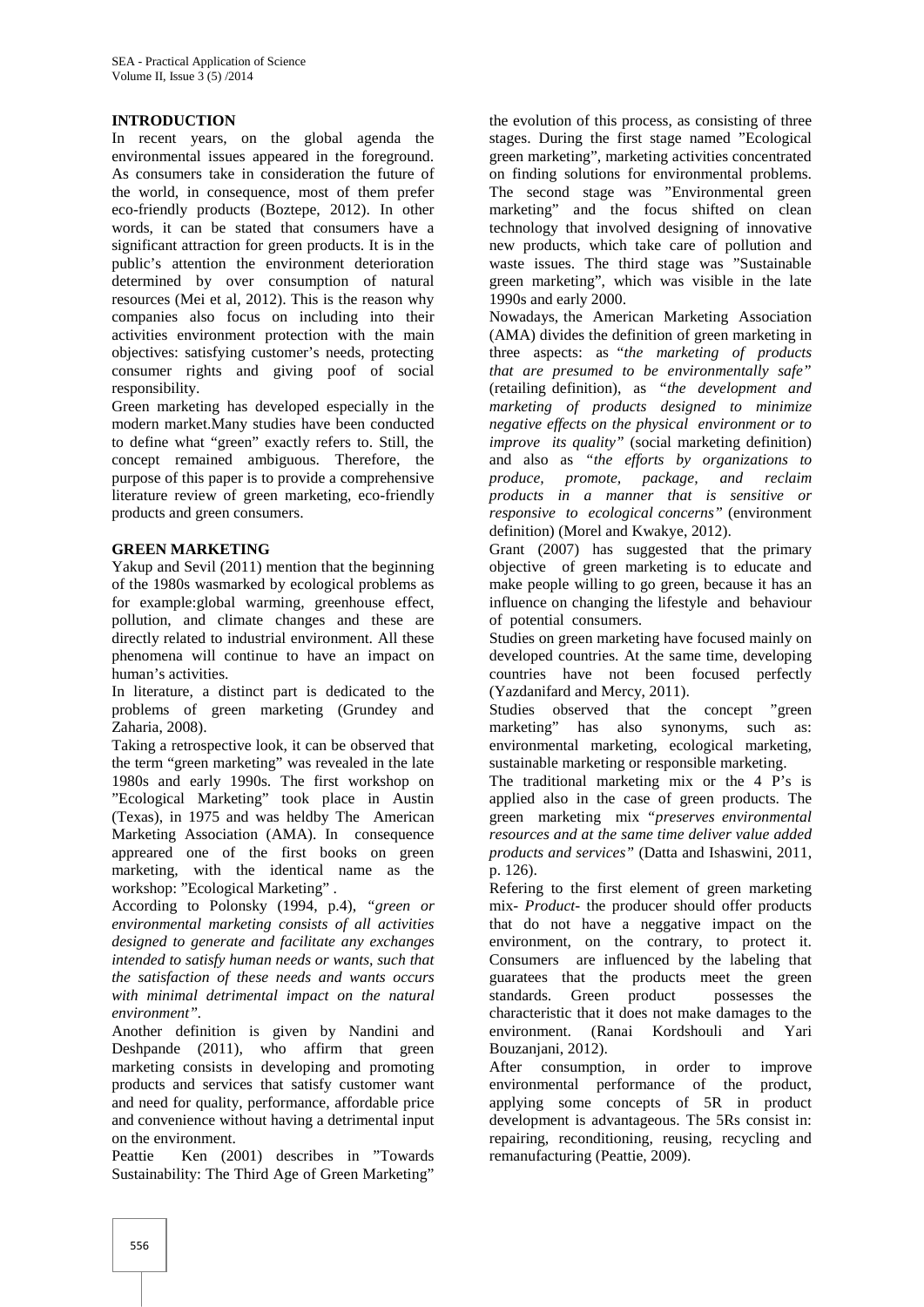## INTRODUCTION

In recent years, on the global agenda the environmental issues appeared in the foreground. As consumers take in consideration the future of the world, in consequence, most of them prefer eco-friendly products (Boztepe, 2012). In other words, it can be stated that consumers have a significant attraction for green products. It is in the public's attention the environment deterioration determined by over consumption of natural resources (Mei et al, 2012). This is the reason why companies also focus on including into their activities environment protection with the main objectives: satisfying customer's needs, protecting consumer rights and giving poof of social responsibility.

Green marketing has developed especially in the modern market.Many studies have been conducted to define what "green" exactly refers to. Still, the concept remained ambiguous. Therefore, the purpose of this paper is to provide a comprehensive literature review of green marketing, eco-friendly products and green consumers.

## GREEN MARKETING

Yakup and Sevil (2011) mention that the beginning of the 1980s wasmarked by ecological problems as for example:global warming, greenhouse effect, pollution, and climate changes and these are directly related to industrial environment. All these phenomena will continue to have an impact on human's activities.

In literature, a distinct part is dedicated to the problems of green marketing (Grundey and Zaharia, 2008).

Taking a retrospective look, it can be observed that the term "green marketing" was revealed in the late 1980s and early 1990s. The first workshop on "Ecological Marketing" took place in Austin (Texas), in 1975 and was heldby The American Marketing Association (AMA). In consequence appreared one of the first books on green marketing, with the identical name as the workshop: "Ecological Marketing" .

According to Polonsky (1994, p.4), *"green or environmental marketing consists of all activities designed to generate and facilitate any exchanges intended to satisfy human needs or wants, such that the satisfaction of these needs and wants occurs with minimal detrimental impact on the natural environment".*

Another definition is given by Nandini and Deshpande (2011), who affirm that green marketing consists in developing and promoting products and services that satisfy customer want and need for quality, performance, affordable price and convenience without having a detrimental input on the environment.

Peattie Ken (2001) describes in "Towards Sustainability: The Third Age of Green Marketing" the evolution of this process, as consisting of three stages. During the first stage named "Ecological green marketing", marketing activities concentrated on finding solutions for environmental problems. The second stage was "Environmental green marketing" and the focus shifted on clean technology that involved designing of innovative new products, which take care of pollution and waste issues. The third stage was "Sustainable green marketing", which was visible in the late 1990s and early 2000.

Nowadays, the American Marketing Association (AMA) divides the definition of green marketing in three aspects: as "*the marketing of products that are presumed to be environmentally safe"* (retailing definition), as *"the development and marketing of products designed to minimize negative effects on the physical environment or to improve its quality"* (social marketing definition) and also as *"the efforts by organizations to produce, promote, package, and reclaim products in a manner that is sensitive or responsive to ecological concerns"* (environment definition) (Morel and Kwakye, 2012).

Grant (2007) has suggested that the primary objective of green marketing is to educate and make people willing to go green, because it has an influence on changing the lifestyle and behaviour of potential consumers.

Studies on green marketing have focused mainly on developed countries. At the same time, developing countries have not been focused perfectly (Yazdanifard and Mercy, 2011).

Studies observed that the concept "green marketing" has also synonyms, such as: environmental marketing, ecological marketing, sustainable marketing or responsible marketing.

The traditional marketing mix or the 4 P's is applied also in the case of green products. The green marketing mix "*preserves environmental resources and at the same time deliver value added products and services"* (Datta and Ishaswini, 2011, p. 126).

Refering to the first element of green marketing mix- *Product*- the producer should offer products that do not have a neggative impact on the environment, on the contrary, to protect it. Consumers are influenced by the labeling that guaratees that the products meet the green standards. Green product possesses the characteristic that it does not make damages to the environment. (Ranai Kordshouli and Yari Bouzanjani, 2012).

After consumption, in order to improve environmental performance of the product, applying some concepts of 5R in product development is advantageous. The 5Rs consist in: repairing, reconditioning, reusing, recycling and remanufacturing (Peattie, 2009).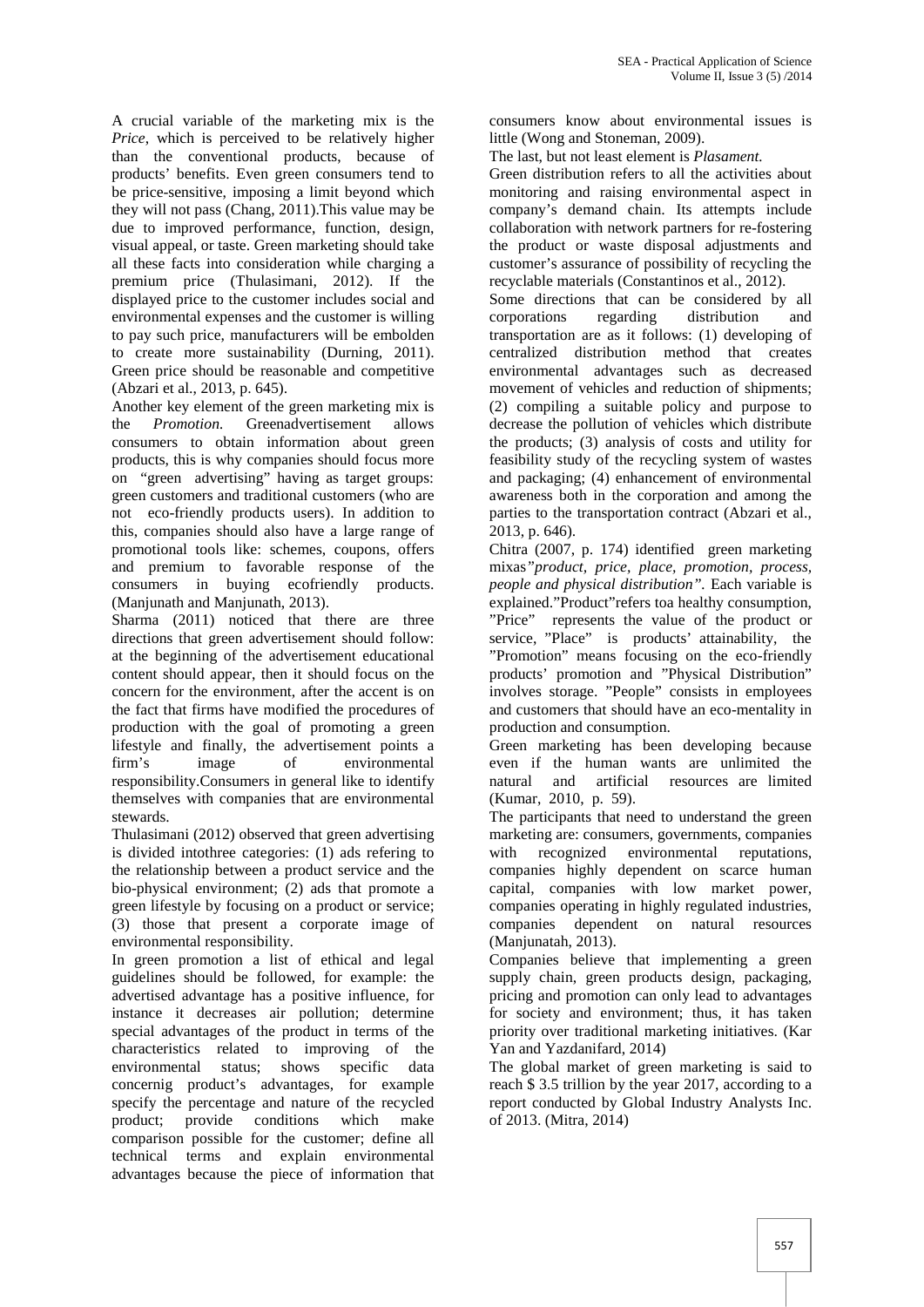A crucial variable of the marketing mix is the *Price*, which is perceived to be relatively higher than the conventional products, because of products' benefits. Even green consumers tend to be price-sensitive, imposing a limit beyond which they will not pass (Chang, 2011).This value may be due to improved performance, function, design, visual appeal, or taste. Green marketing should take all these facts into consideration while charging a premium price (Thulasimani, 2012). If the displayed price to the customer includes social and environmental expenses and the customer is willing to pay such price, manufacturers will be embolden to create more sustainability (Durning, 2011). Green price should be reasonable and competitive (Abzari et al., 2013, p. 645).

Another key element of the green marketing mix is the *Promotion.* Greenadvertisement allows consumers to obtain information about green products, this is why companies should focus more on "green advertising" having as target groups: green customers and traditional customers (who are not eco-friendly products users). In addition to this, companies should also have a large range of promotional tools like: schemes, coupons, offers and premium to favorable response of the consumers in buying ecofriendly products. (Manjunath and Manjunath, 2013).

Sharma (2011) noticed that there are three directions that green advertisement should follow: at the beginning of the advertisement educational content should appear, then it should focus on the concern for the environment, after the accent is on the fact that firms have modified the procedures of production with the goal of promoting a green lifestyle and finally, the advertisement points a firm's image of environmental responsibility.Consumers in general like to identify themselves with companies that are environmental stewards.

Thulasimani (2012) observed that green advertising is divided intothree categories: (1) ads refering to the relationship between a product service and the bio-physical environment; (2) ads that promote a green lifestyle by focusing on a product or service; (3) those that present a corporate image of environmental responsibility.

In green promotion a list of ethical and legal guidelines should be followed, for example: the advertised advantage has a positive influence, for instance it decreases air pollution; determine special advantages of the product in terms of the characteristics related to improving of the environmental status; shows specific data concernig product's advantages, for example specify the percentage and nature of the recycled product; provide conditions which make comparison possible for the customer; define all technical terms and explain environmental advantages because the piece of information that consumers know about environmental issues is little (Wong and Stoneman, 2009).

The last, but not least element is *Plasament.*

Green distribution refers to all the activities about monitoring and raising environmental aspect in company's demand chain. Its attempts include collaboration with network partners for re-fostering the product or waste disposal adjustments and customer's assurance of possibility of recycling the recyclable materials (Constantinos et al., 2012).

Some directions that can be considered by all corporations regarding distribution and transportation are as it follows: (1) developing of centralized distribution method that creates environmental advantages such as decreased movement of vehicles and reduction of shipments; (2) compiling a suitable policy and purpose to decrease the pollution of vehicles which distribute the products; (3) analysis of costs and utility for feasibility study of the recycling system of wastes and packaging; (4) enhancement of environmental awareness both in the corporation and among the parties to the transportation contract (Abzari et al., 2013, p. 646).

Chitra (2007, p. 174) identified green marketing mixas*"product, price, place, promotion, process, people and physical distribution".* Each variable is explained."Product"refers toa healthy consumption, "Price" represents the value of the product or service, "Place" is products' attainability, the "Promotion" means focusing on the eco-friendly products' promotion and "Physical Distribution" involves storage. "People" consists in employees and customers that should have an eco-mentality in production and consumption.

Green marketing has been developing because even if the human wants are unlimited the natural and artificial resources are limited (Kumar, 2010, p. 59).

The participants that need to understand the green marketing are: consumers, governments, companies with recognized environmental reputations, companies highly dependent on scarce human capital, companies with low market power, companies operating in highly regulated industries, companies dependent on natural resources (Manjunatah, 2013).

Companies believe that implementing a green supply chain, green products design, packaging, pricing and promotion can only lead to advantages for society and environment; thus, it has taken priority over traditional marketing initiatives. (Kar Yan and Yazdanifard, 2014)

The global market of green marketing is said to reach $ 3.5 trillion by the year 2017, according to a report conducted by Global Industry Analysts Inc. of 2013. (Mitra, 2014)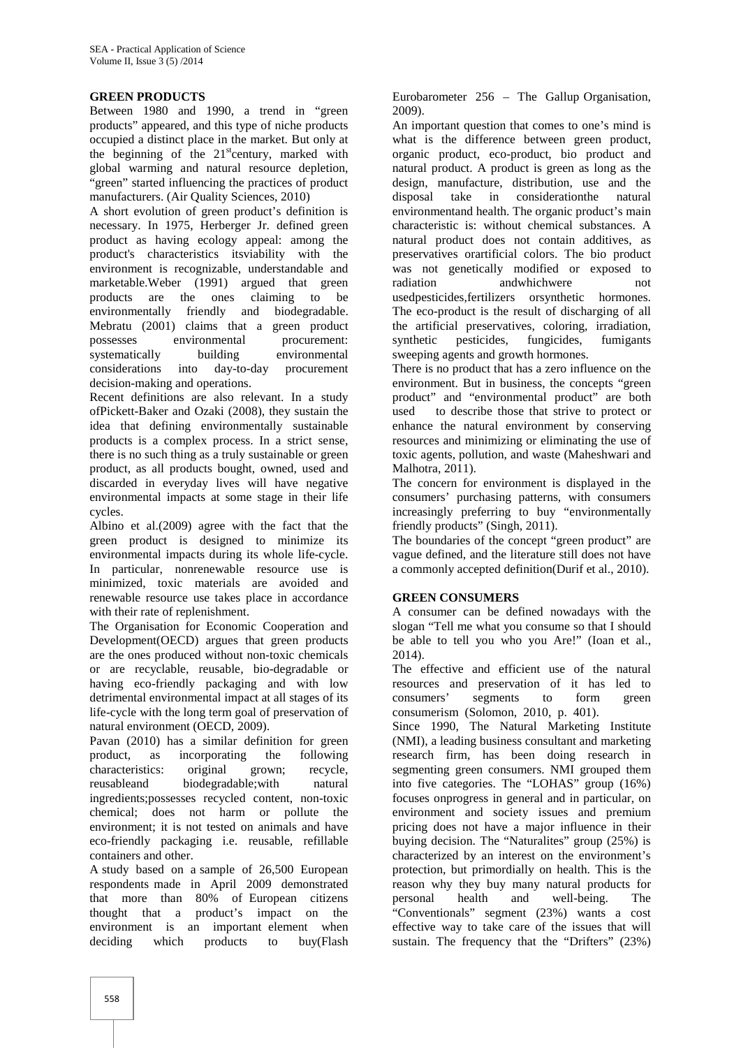## GREEN PRODUCTS

Between 1980 and 1990, a trend in "green products" appeared, and this type of niche products occupied a distinct place in the market. But only at the beginning of the 21st century, marked with global warming and natural resource depletion, "green" started influencing the practices of product manufacturers. (Air Quality Sciences, 2010)

A short evolution of green product's definition is necessary. In 1975, Herberger Jr. defined green product as having ecology appeal: among the product's characteristics itsviability with the environment is recognizable, understandable and marketable.Weber (1991) argued that green products are the ones claiming to be environmentally friendly and biodegradable. Mebratu (2001) claims that a green product possesses environmental procurement: systematically building environmental considerations into day-to-day procurement decision-making and operations.

Recent definitions are also relevant. In a study ofPickett-Baker and Ozaki (2008), they sustain the idea that defining environmentally sustainable products is a complex process. In a strict sense, there is no such thing as a truly sustainable or green product, as all products bought, owned, used and discarded in everyday lives will have negative environmental impacts at some stage in their life cycles.

Albino et al.(2009) agree with the fact that the green product is designed to minimize its environmental impacts during its whole life-cycle. In particular, nonrenewable resource use is minimized, toxic materials are avoided and renewable resource use takes place in accordance with their rate of replenishment.

The Organisation for Economic Cooperation and Development(OECD) argues that green products are the ones produced without non-toxic chemicals or are recyclable, reusable, bio-degradable or having eco-friendly packaging and with low detrimental environmental impact at all stages of its life-cycle with the long term goal of preservation of natural environment (OECD, 2009).

Pavan (2010) has a similar definition for green product, as incorporating the following characteristics: original grown; recycle, reusableand biodegradable;with natural ingredients;possesses recycled content, non-toxic chemical; does not harm or pollute the environment; it is not tested on animals and have eco-friendly packaging i.e. reusable, refillable containers and other.

A study based on a sample of 26,500 European respondents made in April 2009 demonstrated that more than 80% of European citizens thought that a product's impact on the environment is an important element when deciding which products to buy(Flash Eurobarometer 256 – The Gallup Organisation, 2009).

An important question that comes to one's mind is what is the difference between green product, organic product, eco-product, bio product and natural product. A product is green as long as the design, manufacture, distribution, use and the disposal take in considerationthe natural environmentand health. The organic product's main characteristic is: without chemical substances. A natural product does not contain additives, as preservatives orartificial colors. The bio product was not genetically modified or exposed to radiation andwhichwere not usedpesticides,fertilizers orsynthetic hormones. The eco-product is the result of discharging of all the artificial preservatives, coloring, irradiation, synthetic pesticides, fungicides, fumigants sweeping agents and growth hormones.

There is no product that has a zero influence on the environment. But in business, the concepts "green product" and "environmental product" are both used to describe those that strive to protect or enhance the natural environment by conserving resources and minimizing or eliminating the use of toxic agents, pollution, and waste (Maheshwari and Malhotra, 2011).

The concern for environment is displayed in the consumers' purchasing patterns, with consumers increasingly preferring to buy "environmentally friendly products" (Singh, 2011).

The boundaries of the concept "green product" are vague defined, and the literature still does not have a commonly accepted definition(Durif et al., 2010).

## GREEN CONSUMERS

A consumer can be defined nowadays with the slogan "Tell me what you consume so that I should be able to tell you who you Are!" (Ioan et al., 2014).

The effective and efficient use of the natural resources and preservation of it has led to consumers' segments to form green consumerism (Solomon, 2010, p. 401).

Since 1990, The Natural Marketing Institute (NMI), a leading business consultant and marketing research firm, has been doing research in segmenting green consumers. NMI grouped them into five categories. The "LOHAS" group (16%) focuses onprogress in general and in particular, on environment and society issues and premium pricing does not have a major influence in their buying decision. The "Naturalites" group (25%) is characterized by an interest on the environment's protection, but primordially on health. This is the reason why they buy many natural products for personal health and well-being. The "Conventionals" segment (23%) wants a cost effective way to take care of the issues that will sustain. The frequency that the "Drifters" (23%)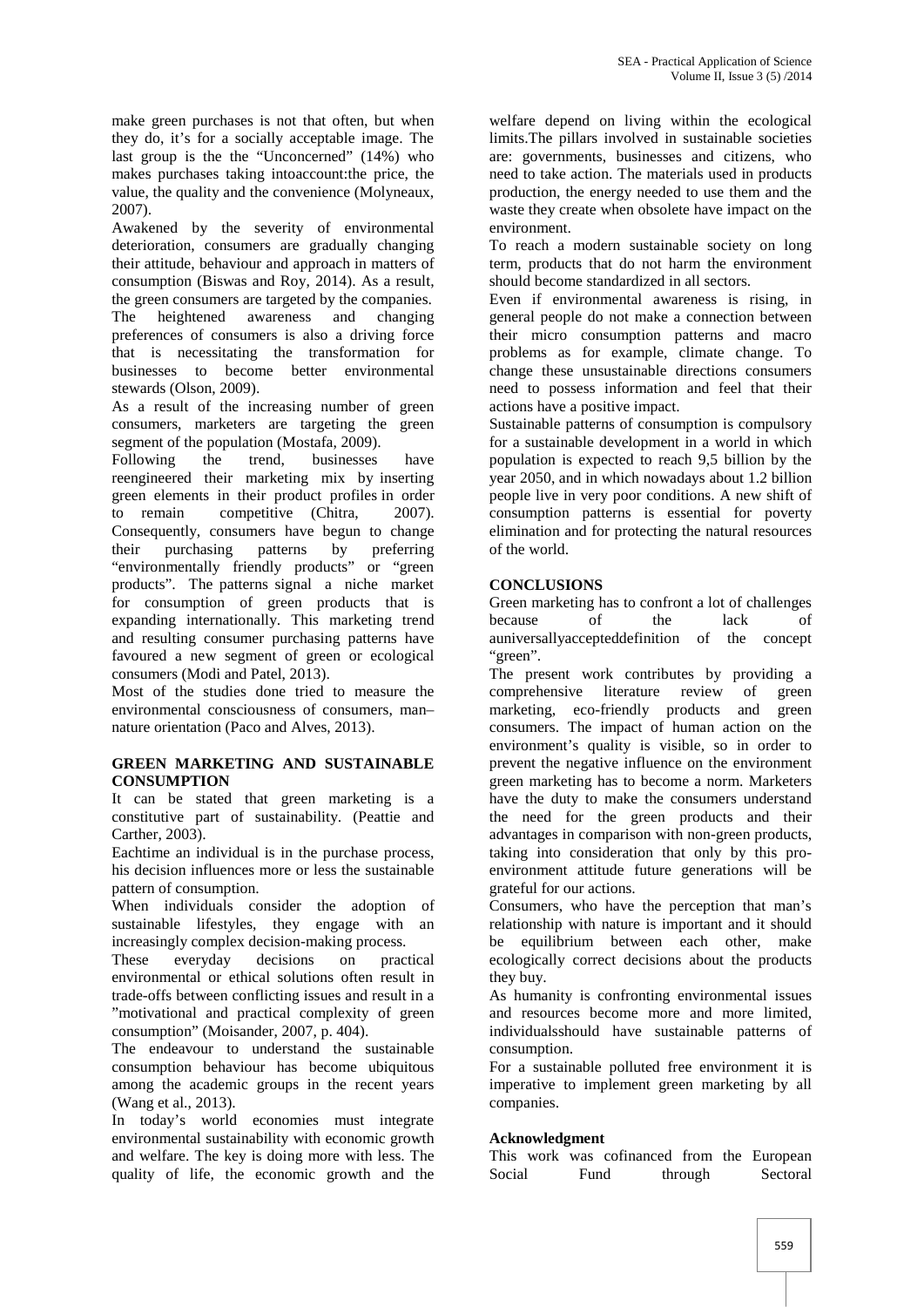make green purchases is not that often, but when they do, it's for a socially acceptable image. The last group is the the "Unconcerned" (14%) who makes purchases taking intoaccount:the price, the value, the quality and the convenience (Molyneaux, 2007).

Awakened by the severity of environmental deterioration, consumers are gradually changing their attitude, behaviour and approach in matters of consumption (Biswas and Roy, 2014). As a result, the green consumers are targeted by the companies.

The heightened awareness and changing preferences of consumers is also a driving force that is necessitating the transformation for businesses to become better environmental stewards (Olson, 2009).

As a result of the increasing number of green consumers, marketers are targeting the green segment of the population (Mostafa, 2009).

Following the trend, businesses have reengineered their marketing mix by inserting green elements in their product profiles in order to remain competitive (Chitra, 2007). Consequently, consumers have begun to change their purchasing patterns by preferring "environmentally friendly products" or "green products". The patterns signal a niche market for consumption of green products that is expanding internationally. This marketing trend and resulting consumer purchasing patterns have favoured a new segment of green or ecological consumers (Modi and Patel, 2013).

Most of the studies done tried to measure the environmental consciousness of consumers, man–nature orientation (Paco and Alves, 2013).

## GREEN MARKETING AND SUSTAINABLE CONSUMPTION

It can be stated that green marketing is a constitutive part of sustainability. (Peattie and Carther, 2003).

Eachtime an individual is in the purchase process, his decision influences more or less the sustainable pattern of consumption.

When individuals consider the adoption of sustainable lifestyles, they engage with an increasingly complex decision-making process.

These everyday decisions on practical environmental or ethical solutions often result in trade-offs between conflicting issues and result in a "motivational and practical complexity of green consumption" (Moisander, 2007, p. 404).

The endeavour to understand the sustainable consumption behaviour has become ubiquitous among the academic groups in the recent years (Wang et al., 2013).

In today's world economies must integrate environmental sustainability with economic growth and welfare. The key is doing more with less. The quality of life, the economic growth and the welfare depend on living within the ecological limits.The pillars involved in sustainable societies are: governments, businesses and citizens, who need to take action. The materials used in products production, the energy needed to use them and the waste they create when obsolete have impact on the environment.

To reach a modern sustainable society on long term, products that do not harm the environment should become standardized in all sectors.

Even if environmental awareness is rising, in general people do not make a connection between their micro consumption patterns and macro problems as for example, climate change. To change these unsustainable directions consumers need to possess information and feel that their actions have a positive impact.

Sustainable patterns of consumption is compulsory for a sustainable development in a world in which population is expected to reach 9,5 billion by the year 2050, and in which nowadays about 1.2 billion people live in very poor conditions. A new shift of consumption patterns is essential for poverty elimination and for protecting the natural resources of the world.

## CONCLUSIONS

Green marketing has to confront a lot of challenges because of the lack of auniversallyaccepteddefinition of the concept "green".

The present work contributes by providing a comprehensive literature review of green marketing, eco-friendly products and green consumers. The impact of human action on the environment's quality is visible, so in order to prevent the negative influence on the environment green marketing has to become a norm. Marketers have the duty to make the consumers understand the need for the green products and their advantages in comparison with non-green products, taking into consideration that only by this pro-environment attitude future generations will be grateful for our actions.

Consumers, who have the perception that man's relationship with nature is important and it should be equilibrium between each other, make ecologically correct decisions about the products they buy.

As humanity is confronting environmental issues and resources become more and more limited, individualsshould have sustainable patterns of consumption.

For a sustainable polluted free environment it is imperative to implement green marketing by all companies.

### Acknowledgment

This work was cofinanced from the European Social Fund through Sectoral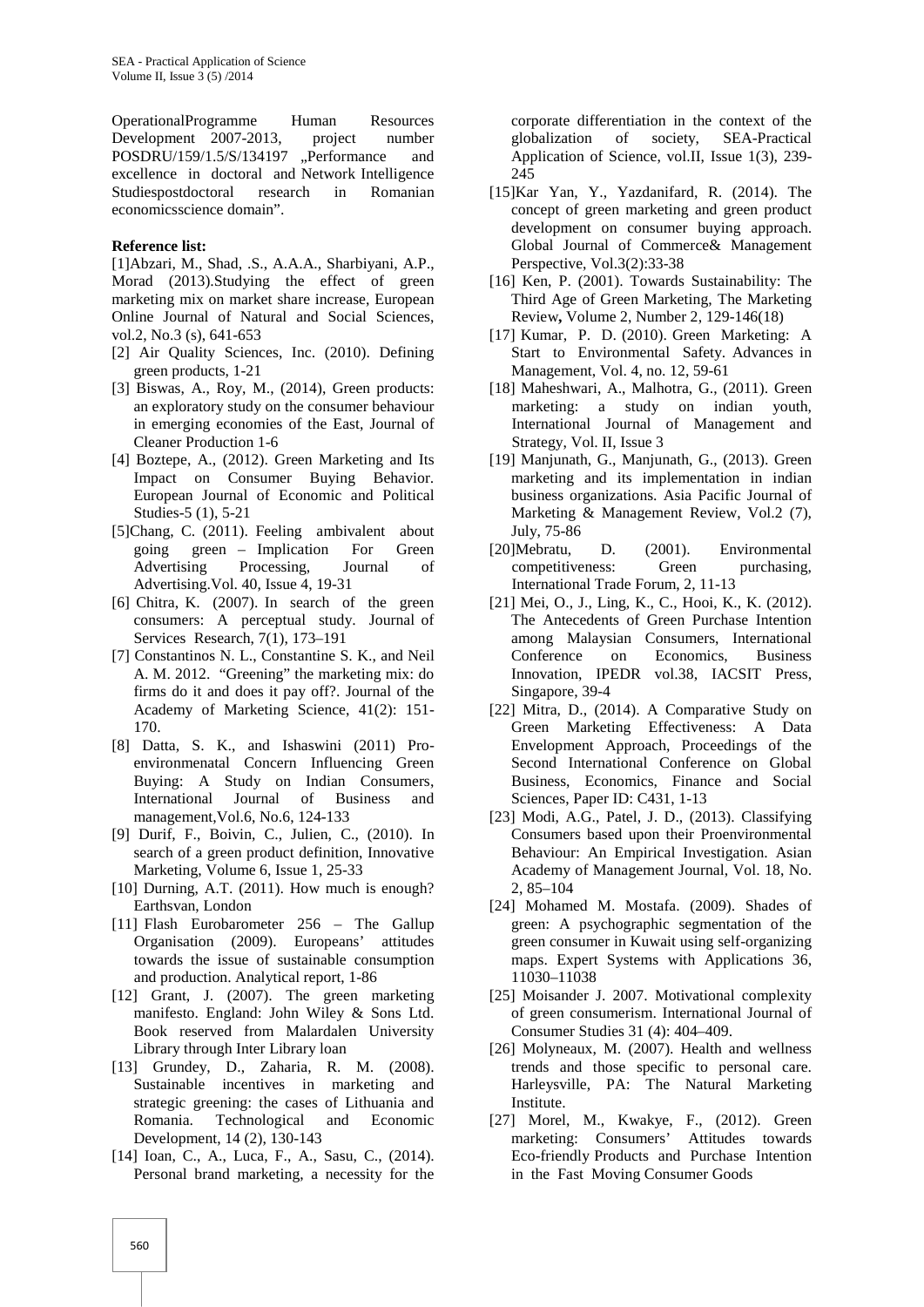OperationalProgramme Human Resources Development 2007-2013, project number POSDRU/159/1.5/S/134197 „Performance and excellence in doctoral and Network Intelligence Studiespostdoctoral research in Romanian economicsscience domain".

**Reference list:**

[1]Abzari, M., Shad, .S., A.A.A., Sharbiyani, A.P., Morad (2013).Studying the effect of green marketing mix on market share increase, European Online Journal of Natural and Social Sciences, vol.2, No.3 (s), 641-653

[2] Air Quality Sciences, Inc. (2010). Defining green products, 1-21

[3] Biswas, A., Roy, M., (2014), Green products: an exploratory study on the consumer behaviour in emerging economies of the East, Journal of Cleaner Production 1-6

[4] Boztepe, A., (2012). Green Marketing and Its Impact on Consumer Buying Behavior. European Journal of Economic and Political Studies-5 (1), 5-21

[5]Chang, C. (2011). Feeling ambivalent about going green – Implication For Green Advertising Processing, Journal of Advertising.Vol. 40, Issue 4, 19-31

[6] Chitra, K. (2007). In search of the green consumers: A perceptual study. Journal of Services Research, 7(1), 173–191

[7] Constantinos N. L., Constantine S. K., and Neil A. M. 2012. "Greening" the marketing mix: do firms do it and does it pay off?. Journal of the Academy of Marketing Science, 41(2): 151-170.

[8] Datta, S. K., and Ishaswini (2011) Pro-environmenatal Concern Influencing Green Buying: A Study on Indian Consumers, International Journal of Business and management,Vol.6, No.6, 124-133

[9] Durif, F., Boivin, C., Julien, C., (2010). In search of a green product definition, Innovative Marketing, Volume 6, Issue 1, 25-33

[10] Durning, A.T. (2011). How much is enough? Earthsvan, London

[11] Flash Eurobarometer 256 – The Gallup Organisation (2009). Europeans' attitudes towards the issue of sustainable consumption and production. Analytical report, 1-86

[12] Grant, J. (2007). The green marketing manifesto. England: John Wiley & Sons Ltd. Book reserved from Malardalen University Library through Inter Library loan

[13] Grundey, D., Zaharia, R. M. (2008). Sustainable incentives in marketing and strategic greening: the cases of Lithuania and Romania. Technological and Economic Development, 14 (2), 130-143

[14] Ioan, C., A., Luca, F., A., Sasu, C., (2014). Personal brand marketing, a necessity for the corporate differentiation in the context of the globalization of society, SEA-Practical Application of Science, vol.II, Issue 1(3), 239-245

[15]Kar Yan, Y., Yazdanifard, R. (2014). The concept of green marketing and green product development on consumer buying approach. Global Journal of Commerce& Management Perspective, Vol.3(2):33-38

[16] Ken, P. (2001). Towards Sustainability: The Third Age of Green Marketing, The Marketing Review**,** Volume 2, Number 2, 129-146(18)

[17] Kumar, P. D. (2010). Green Marketing: A Start to Environmental Safety. Advances in Management, Vol. 4, no. 12, 59-61

[18] Maheshwari, A., Malhotra, G., (2011). Green marketing: a study on indian youth, International Journal of Management and Strategy, Vol. II, Issue 3

[19] Manjunath, G., Manjunath, G., (2013). Green marketing and its implementation in indian business organizations. Asia Pacific Journal of Marketing & Management Review, Vol.2 (7), July, 75-86

[20]Mebratu, D. (2001). Environmental competitiveness: Green purchasing, International Trade Forum, 2, 11-13

[21] Mei, O., J., Ling, K., C., Hooi, K., K. (2012). The Antecedents of Green Purchase Intention among Malaysian Consumers, International Conference on Economics, Business Innovation, IPEDR vol.38, IACSIT Press, Singapore, 39-4

[22] Mitra, D., (2014). A Comparative Study on Green Marketing Effectiveness: A Data Envelopment Approach, Proceedings of the Second International Conference on Global Business, Economics, Finance and Social Sciences, Paper ID: C431, 1-13

[23] Modi, A.G., Patel, J. D., (2013). Classifying Consumers based upon their Proenvironmental Behaviour: An Empirical Investigation. Asian Academy of Management Journal, Vol. 18, No. 2, 85–104

[24] Mohamed M. Mostafa. (2009). Shades of green: A psychographic segmentation of the green consumer in Kuwait using self-organizing maps. Expert Systems with Applications 36, 11030–11038

[25] Moisander J. 2007. Motivational complexity of green consumerism. International Journal of Consumer Studies 31 (4): 404–409.

[26] Molyneaux, M. (2007). Health and wellness trends and those specific to personal care. Harleysville, PA: The Natural Marketing Institute.

[27] Morel, M., Kwakye, F., (2012). Green marketing: Consumers' Attitudes towards Eco-friendly Products and Purchase Intention in the Fast Moving Consumer Goods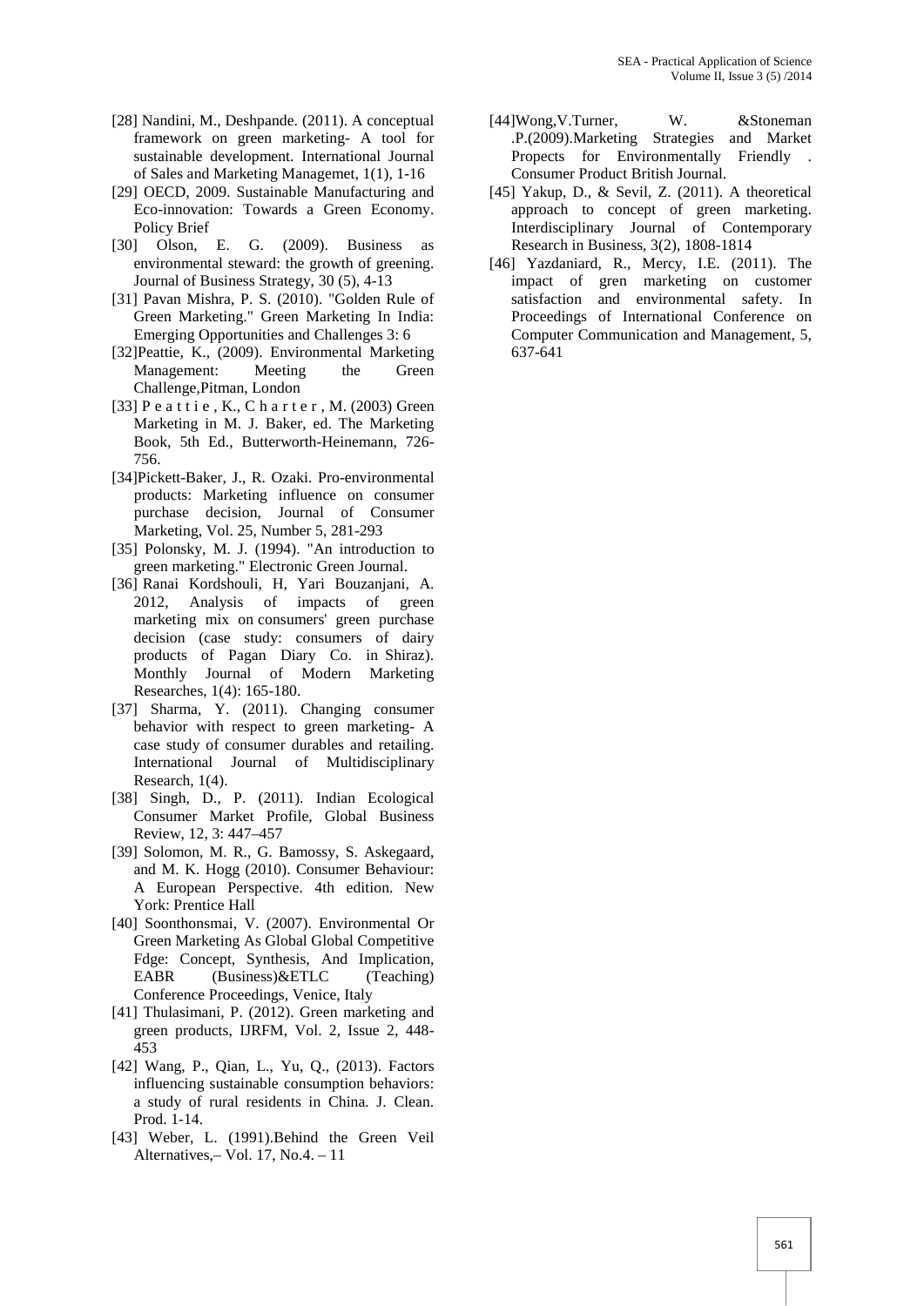[28] Nandini, M., Deshpande. (2011). A conceptual framework on green marketing- A tool for sustainable development. International Journal of Sales and Marketing Managemet, 1(1), 1-16

[29] OECD, 2009. Sustainable Manufacturing and Eco-innovation: Towards a Green Economy. Policy Brief

[30] Olson, E. G. (2009). Business as environmental steward: the growth of greening. Journal of Business Strategy, 30 (5), 4-13

[31] Pavan Mishra, P. S. (2010). "Golden Rule of Green Marketing." Green Marketing In India: Emerging Opportunities and Challenges 3: 6

[32]Peattie, K., (2009). Environmental Marketing Management: Meeting the Green Challenge,Pitman, London

[33] P e a t t i e , K., C h a r t e r , M. (2003) Green Marketing in M. J. Baker, ed. The Marketing Book, 5th Ed., Butterworth-Heinemann, 726-756.

[34]Pickett-Baker, J., R. Ozaki. Pro-environmental products: Marketing influence on consumer purchase decision, Journal of Consumer Marketing, Vol. 25, Number 5, 281-293

[35] Polonsky, M. J. (1994). "An introduction to green marketing." Electronic Green Journal.

[36] Ranai Kordshouli, H, Yari Bouzanjani, A. 2012, Analysis of impacts of green marketing mix on consumers' green purchase decision (case study: consumers of dairy products of Pagan Diary Co. in Shiraz). Monthly Journal of Modern Marketing Researches, 1(4): 165-180.

[37] Sharma, Y. (2011). Changing consumer behavior with respect to green marketing- A case study of consumer durables and retailing. International Journal of Multidisciplinary Research, 1(4).

[38] Singh, D., P. (2011). Indian Ecological Consumer Market Profile, Global Business Review, 12, 3: 447–457

[39] Solomon, M. R., G. Bamossy, S. Askegaard, and M. K. Hogg (2010). Consumer Behaviour: A European Perspective. 4th edition. New York: Prentice Hall

[40] Soonthonsmai, V. (2007). Environmental Or Green Marketing As Global Global Competitive Fdge: Concept, Synthesis, And Implication, EABR (Business)&ETLC (Teaching) Conference Proceedings, Venice, Italy

[41] Thulasimani, P. (2012). Green marketing and green products, IJRFM, Vol. 2, Issue 2, 448-453

[42] Wang, P., Qian, L., Yu, Q., (2013). Factors influencing sustainable consumption behaviors: a study of rural residents in China. J. Clean. Prod. 1-14.

[43] Weber, L. (1991).Behind the Green Veil Alternatives,– Vol. 17, No.4. – 11

[44]Wong,V.Turner, W. &Stoneman .P.(2009).Marketing Strategies and Market Propects for Environmentally Friendly . Consumer Product British Journal.

[45] Yakup, D., & Sevil, Z. (2011). A theoretical approach to concept of green marketing. Interdisciplinary Journal of Contemporary Research in Business, 3(2), 1808-1814

[46] Yazdaniard, R., Mercy, I.E. (2011). The impact of gren marketing on customer satisfaction and environmental safety. In Proceedings of International Conference on Computer Communication and Management, 5, 637-641